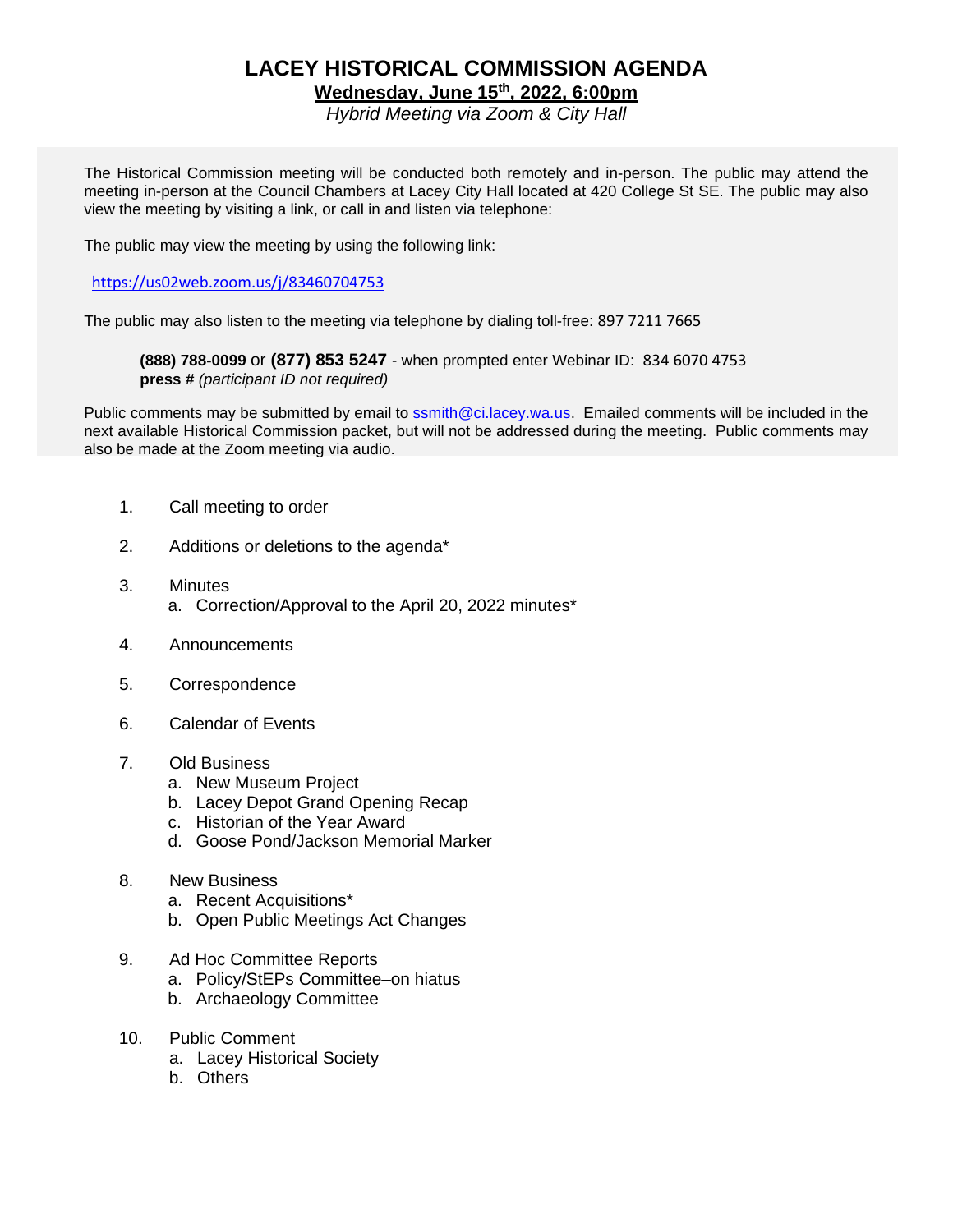# LACEY HISTORICAL COMMISSION AGENDA

**Wednesday, June 15th, 2022, 6:00pm**

*Hybrid Meeting via Zoom & City Hall*

The Historical Commission meeting will be conducted both remotely and in-person. The public may attend the meeting in-person at the Council Chambers at Lacey City Hall located at 420 College St SE. The public may also view the meeting by visiting a link, or call in and listen via telephone:

The public may view the meeting by using the following link:

https://us02web.zoom.us/j/83460704753

The public may also listen to the meeting via telephone by dialing toll-free: 897 7211 7665

**(888) 788-0099** or **(877) 853 5247** - when prompted enter Webinar ID: 834 6070 4753
**press #** *(participant ID not required)*

Public comments may be submitted by email to ssmith@ci.lacey.wa.us. Emailed comments will be included in the next available Historical Commission packet, but will not be addressed during the meeting. Public comments may also be made at the Zoom meeting via audio.

1. Call meeting to order
2. Additions or deletions to the agenda*
3. Minutes
   a. Correction/Approval to the April 20, 2022 minutes*
4. Announcements
5. Correspondence
6. Calendar of Events
7. Old Business
   a. New Museum Project
   b. Lacey Depot Grand Opening Recap
   c. Historian of the Year Award
   d. Goose Pond/Jackson Memorial Marker
8. New Business
   a. Recent Acquisitions*
   b. Open Public Meetings Act Changes
9. Ad Hoc Committee Reports
   a. Policy/StEPs Committee–on hiatus
   b. Archaeology Committee
10. Public Comment
    a. Lacey Historical Society
    b. Others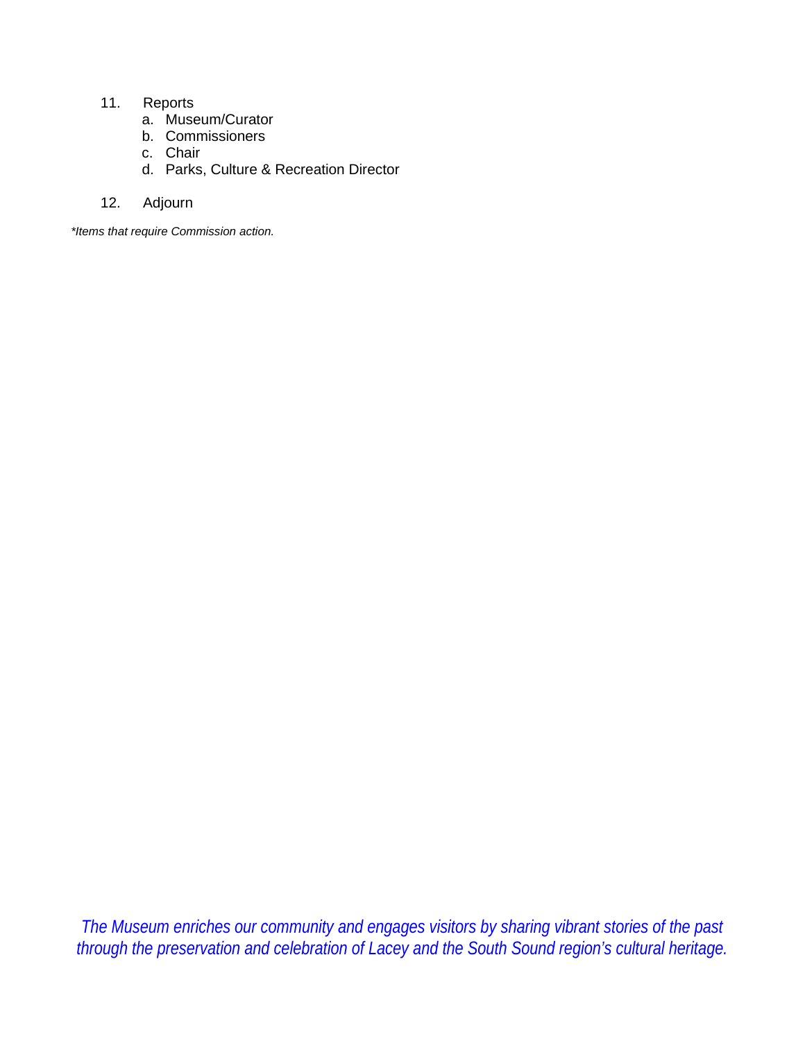11. Reports
    a. Museum/Curator
    b. Commissioners
    c. Chair
    d. Parks, Culture & Recreation Director

12. Adjourn

*\*Items that require Commission action.*

*The Museum enriches our community and engages visitors by sharing vibrant stories of the past through the preservation and celebration of Lacey and the South Sound region's cultural heritage.*